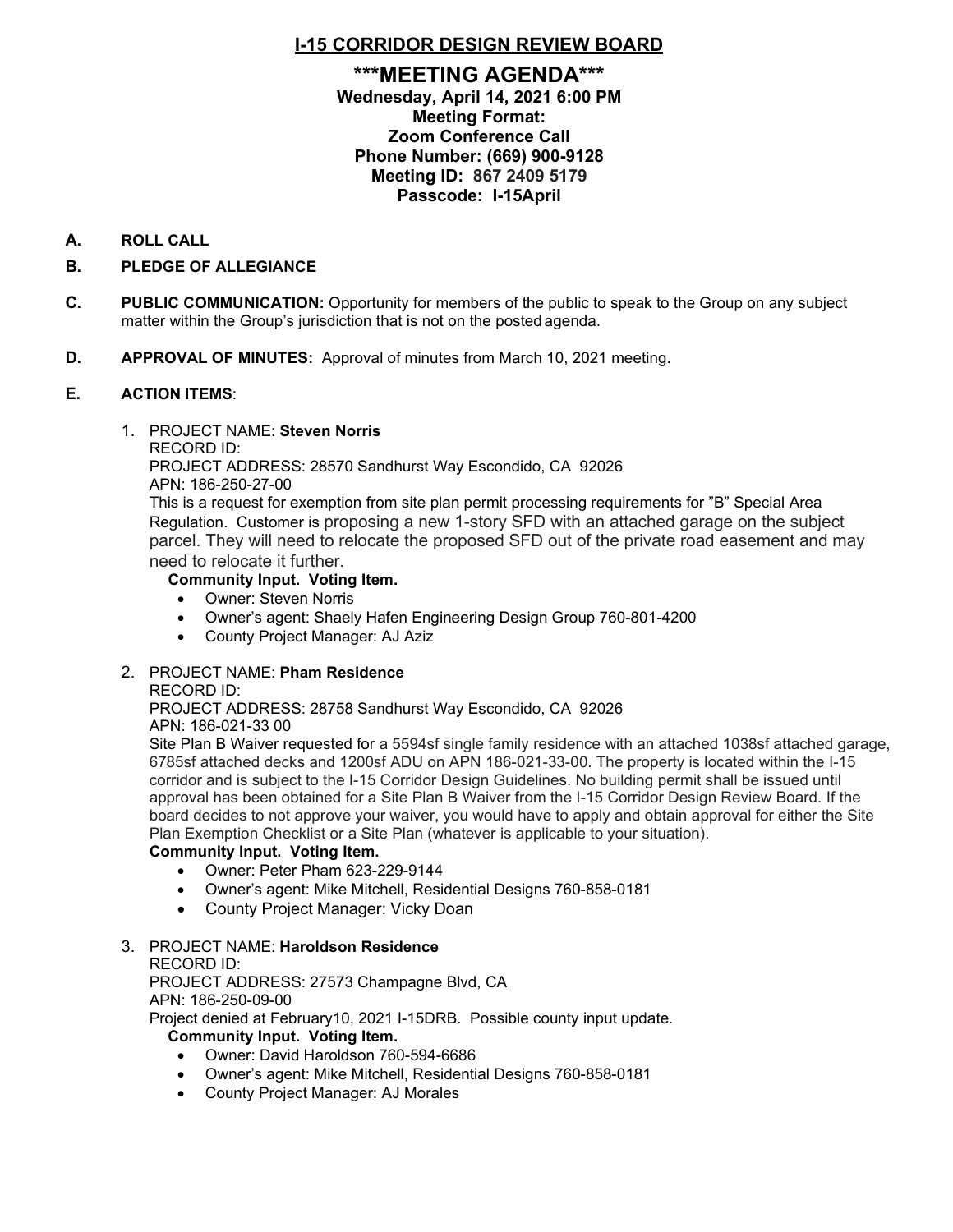# I-15 CORRIDOR DESIGN REVIEW BOARD

## ***MEETING AGENDA***

**Wednesday, April 14, 2021 6:00 PM**
**Meeting Format:**
**Zoom Conference Call**
**Phone Number: (669) 900-9128**
**Meeting ID: 867 2409 5179**
**Passcode: I-15April**

**A. ROLL CALL**

**B. PLEDGE OF ALLEGIANCE**

**C. PUBLIC COMMUNICATION:** Opportunity for members of the public to speak to the Group on any subject matter within the Group's jurisdiction that is not on the posted agenda.

**D. APPROVAL OF MINUTES:** Approval of minutes from March 10, 2021 meeting.

**E. ACTION ITEMS**:

1. PROJECT NAME: **Steven Norris**
   RECORD ID:
   PROJECT ADDRESS: 28570 Sandhurst Way Escondido, CA 92026
   APN: 186-250-27-00
   This is a request for exemption from site plan permit processing requirements for "B" Special Area Regulation. Customer is proposing a new 1-story SFD with an attached garage on the subject parcel. They will need to relocate the proposed SFD out of the private road easement and may need to relocate it further.
   **Community Input. Voting Item.**
   - Owner: Steven Norris
   - Owner's agent: Shaely Hafen Engineering Design Group 760-801-4200
   - County Project Manager: AJ Aziz

2. PROJECT NAME: **Pham Residence**
   RECORD ID:
   PROJECT ADDRESS: 28758 Sandhurst Way Escondido, CA 92026
   APN: 186-021-33 00
   Site Plan B Waiver requested for a 5594sf single family residence with an attached 1038sf attached garage, 6785sf attached decks and 1200sf ADU on APN 186-021-33-00. The property is located within the I-15 corridor and is subject to the I-15 Corridor Design Guidelines. No building permit shall be issued until approval has been obtained for a Site Plan B Waiver from the I-15 Corridor Design Review Board. If the board decides to not approve your waiver, you would have to apply and obtain approval for either the Site Plan Exemption Checklist or a Site Plan (whatever is applicable to your situation).
   **Community Input. Voting Item.**
   - Owner: Peter Pham 623-229-9144
   - Owner's agent: Mike Mitchell, Residential Designs 760-858-0181
   - County Project Manager: Vicky Doan

3. PROJECT NAME: **Haroldson Residence**
   RECORD ID:
   PROJECT ADDRESS: 27573 Champagne Blvd, CA
   APN: 186-250-09-00
   Project denied at February10, 2021 I-15DRB. Possible county input update.
   **Community Input. Voting Item.**
   - Owner: David Haroldson 760-594-6686
   - Owner's agent: Mike Mitchell, Residential Designs 760-858-0181
   - County Project Manager: AJ Morales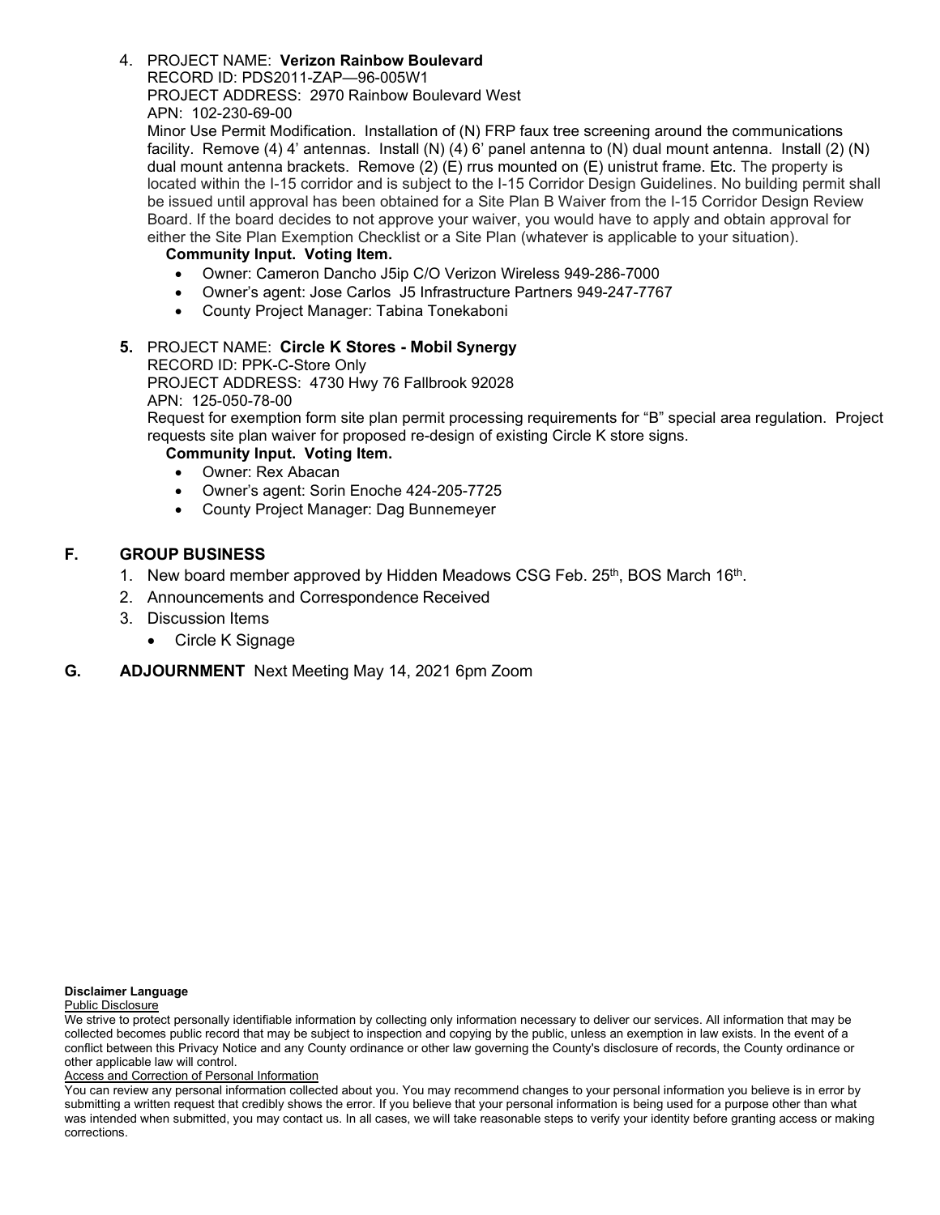4. PROJECT NAME: **Verizon Rainbow Boulevard**
   RECORD ID: PDS2011-ZAP—96-005W1
   PROJECT ADDRESS: 2970 Rainbow Boulevard West
   APN: 102-230-69-00
   Minor Use Permit Modification. Installation of (N) FRP faux tree screening around the communications facility. Remove (4) 4' antennas. Install (N) (4) 6' panel antenna to (N) dual mount antenna. Install (2) (N) dual mount antenna brackets. Remove (2) (E) rrus mounted on (E) unistrut frame. Etc. The property is located within the I-15 corridor and is subject to the I-15 Corridor Design Guidelines. No building permit shall be issued until approval has been obtained for a Site Plan B Waiver from the I-15 Corridor Design Review Board. If the board decides to not approve your waiver, you would have to apply and obtain approval for either the Site Plan Exemption Checklist or a Site Plan (whatever is applicable to your situation).
   **Community Input. Voting Item.**
   - Owner: Cameron Dancho J5ip C/O Verizon Wireless 949-286-7000
   - Owner's agent: Jose Carlos J5 Infrastructure Partners 949-247-7767
   - County Project Manager: Tabina Tonekaboni

5. PROJECT NAME: **Circle K Stores - Mobil Synergy**
   RECORD ID: PPK-C-Store Only
   PROJECT ADDRESS: 4730 Hwy 76 Fallbrook 92028
   APN: 125-050-78-00
   Request for exemption form site plan permit processing requirements for "B" special area regulation. Project requests site plan waiver for proposed re-design of existing Circle K store signs.
   **Community Input. Voting Item.**
   - Owner: Rex Abacan
   - Owner's agent: Sorin Enoche 424-205-7725
   - County Project Manager: Dag Bunnemeyer

## F. GROUP BUSINESS

1. New board member approved by Hidden Meadows CSG Feb. 25th, BOS March 16th.
2. Announcements and Correspondence Received
3. Discussion Items
   - Circle K Signage

## G. ADJOURNMENT Next Meeting May 14, 2021 6pm Zoom

**Disclaimer Language**

Public Disclosure

We strive to protect personally identifiable information by collecting only information necessary to deliver our services. All information that may be collected becomes public record that may be subject to inspection and copying by the public, unless an exemption in law exists. In the event of a conflict between this Privacy Notice and any County ordinance or other law governing the County's disclosure of records, the County ordinance or other applicable law will control.

Access and Correction of Personal Information

You can review any personal information collected about you. You may recommend changes to your personal information you believe is in error by submitting a written request that credibly shows the error. If you believe that your personal information is being used for a purpose other than what was intended when submitted, you may contact us. In all cases, we will take reasonable steps to verify your identity before granting access or making corrections.